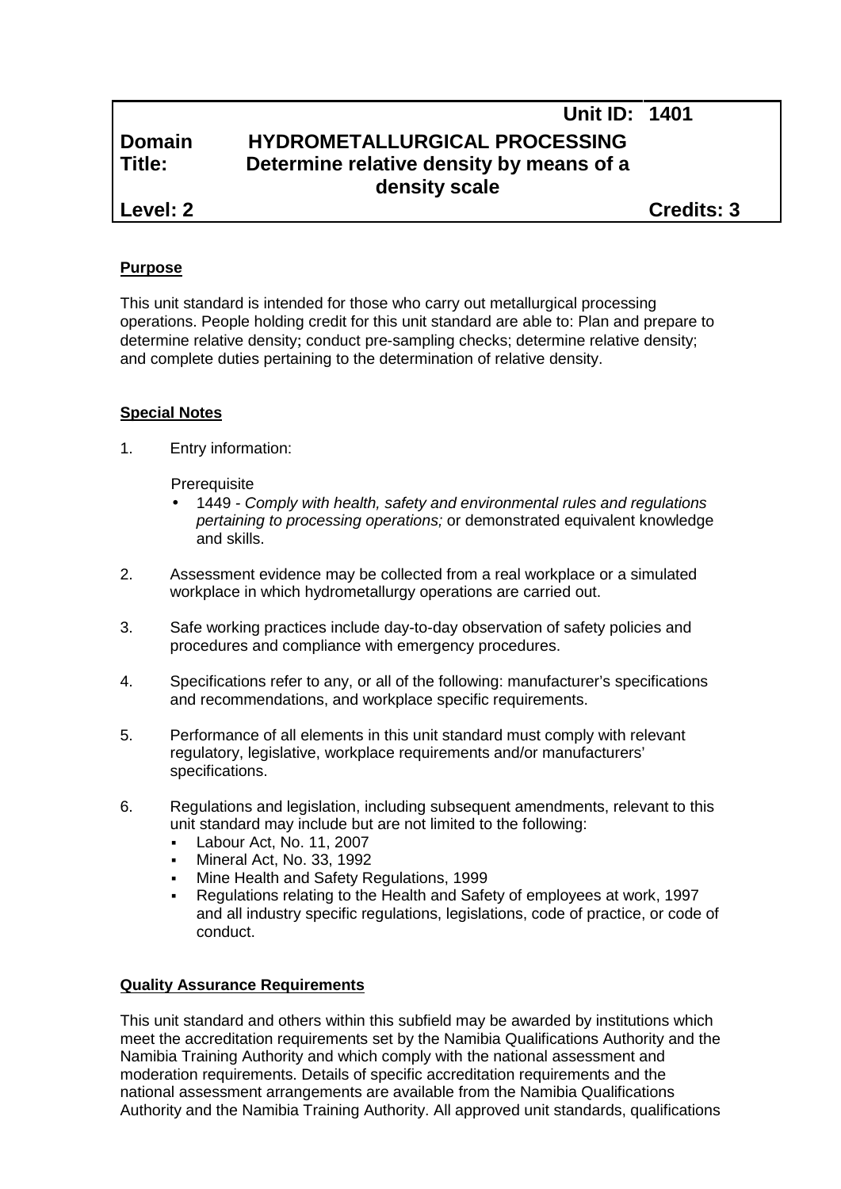| | | Unit ID: | 1401 |
|---|---|---|---|
| **Domain** | **HYDROMETALLURGICAL PROCESSING** | | |
| **Title:** | **Determine relative density by means of a density scale** | | |
| **Level: 2** | | | **Credits: 3** |

**Purpose**

This unit standard is intended for those who carry out metallurgical processing operations. People holding credit for this unit standard are able to: Plan and prepare to determine relative density; conduct pre-sampling checks; determine relative density; and complete duties pertaining to the determination of relative density.

**Special Notes**

1. Entry information:

   Prerequisite

   - 1449 - *Comply with health, safety and environmental rules and regulations pertaining to processing operations;* or demonstrated equivalent knowledge and skills.

2. Assessment evidence may be collected from a real workplace or a simulated workplace in which hydrometallurgy operations are carried out.

3. Safe working practices include day-to-day observation of safety policies and procedures and compliance with emergency procedures.

4. Specifications refer to any, or all of the following: manufacturer's specifications and recommendations, and workplace specific requirements.

5. Performance of all elements in this unit standard must comply with relevant regulatory, legislative, workplace requirements and/or manufacturers' specifications.

6. Regulations and legislation, including subsequent amendments, relevant to this unit standard may include but are not limited to the following:
   - Labour Act, No. 11, 2007
   - Mineral Act, No. 33, 1992
   - Mine Health and Safety Regulations, 1999
   - Regulations relating to the Health and Safety of employees at work, 1997 and all industry specific regulations, legislations, code of practice, or code of conduct.

**Quality Assurance Requirements**

This unit standard and others within this subfield may be awarded by institutions which meet the accreditation requirements set by the Namibia Qualifications Authority and the Namibia Training Authority and which comply with the national assessment and moderation requirements. Details of specific accreditation requirements and the national assessment arrangements are available from the Namibia Qualifications Authority and the Namibia Training Authority. All approved unit standards, qualifications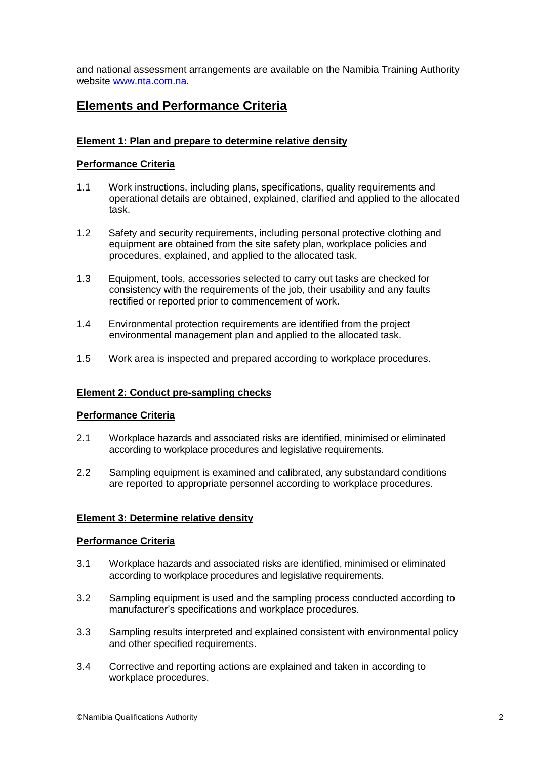and national assessment arrangements are available on the Namibia Training Authority website [www.nta.com.na](http://www.nta.com.na).

## Elements and Performance Criteria

**Element 1: Plan and prepare to determine relative density**

**Performance Criteria**

1.1 Work instructions, including plans, specifications, quality requirements and operational details are obtained, explained, clarified and applied to the allocated task.

1.2 Safety and security requirements, including personal protective clothing and equipment are obtained from the site safety plan, workplace policies and procedures, explained, and applied to the allocated task.

1.3 Equipment, tools, accessories selected to carry out tasks are checked for consistency with the requirements of the job, their usability and any faults rectified or reported prior to commencement of work.

1.4 Environmental protection requirements are identified from the project environmental management plan and applied to the allocated task.

1.5 Work area is inspected and prepared according to workplace procedures.

**Element 2: Conduct pre-sampling checks**

**Performance Criteria**

2.1 Workplace hazards and associated risks are identified, minimised or eliminated according to workplace procedures and legislative requirements.

2.2 Sampling equipment is examined and calibrated, any substandard conditions are reported to appropriate personnel according to workplace procedures.

**Element 3: Determine relative density**

**Performance Criteria**

3.1 Workplace hazards and associated risks are identified, minimised or eliminated according to workplace procedures and legislative requirements.

3.2 Sampling equipment is used and the sampling process conducted according to manufacturer's specifications and workplace procedures.

3.3 Sampling results interpreted and explained consistent with environmental policy and other specified requirements.

3.4 Corrective and reporting actions are explained and taken in according to workplace procedures.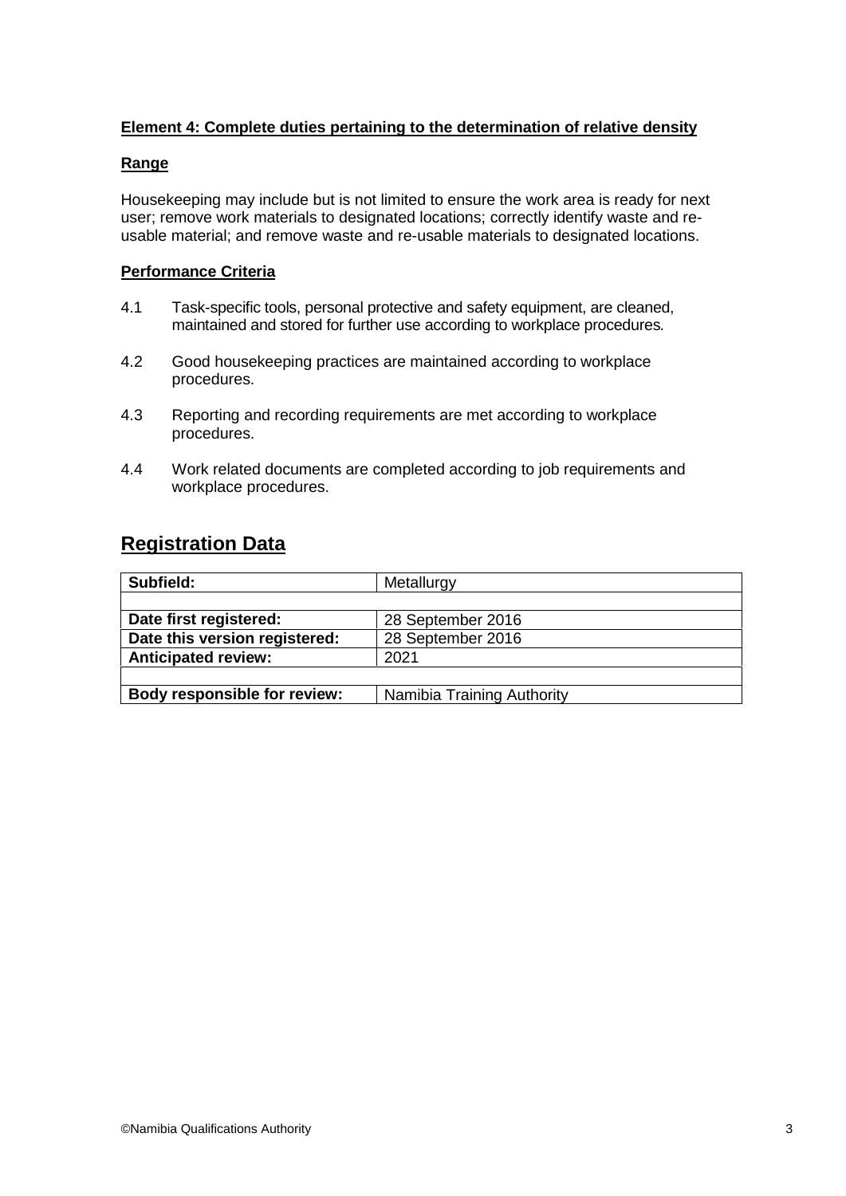**Element 4: Complete duties pertaining to the determination of relative density**

**Range**

Housekeeping may include but is not limited to ensure the work area is ready for next user; remove work materials to designated locations; correctly identify waste and re-usable material; and remove waste and re-usable materials to designated locations.

**Performance Criteria**

4.1 Task-specific tools, personal protective and safety equipment, are cleaned, maintained and stored for further use according to workplace procedures.

4.2 Good housekeeping practices are maintained according to workplace procedures.

4.3 Reporting and recording requirements are met according to workplace procedures.

4.4 Work related documents are completed according to job requirements and workplace procedures.

## Registration Data

| | |
|---|---|
| **Subfield:** | Metallurgy |
| | |
| **Date first registered:** | 28 September 2016 |
| **Date this version registered:** | 28 September 2016 |
| **Anticipated review:** | 2021 |
| | |
| **Body responsible for review:** | Namibia Training Authority |

©Namibia Qualifications Authority